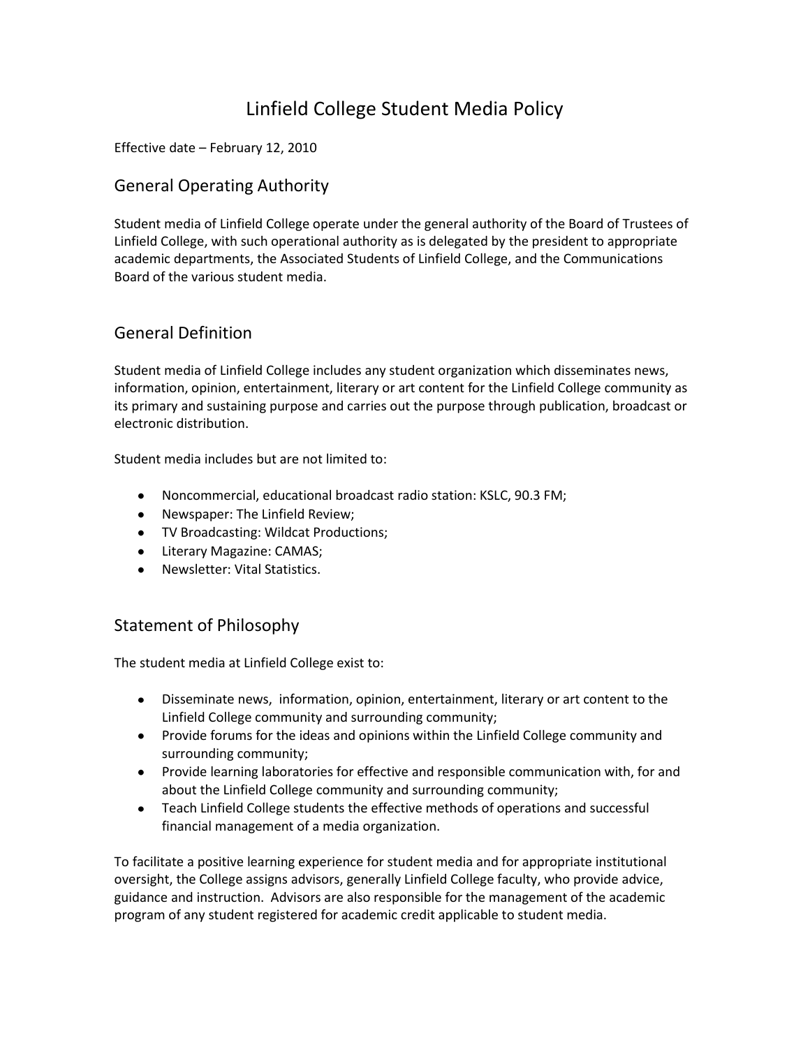# Linfield College Student Media Policy

Effective date – February 12, 2010

## General Operating Authority

Student media of Linfield College operate under the general authority of the Board of Trustees of Linfield College, with such operational authority as is delegated by the president to appropriate academic departments, the Associated Students of Linfield College, and the Communications Board of the various student media.

## General Definition

Student media of Linfield College includes any student organization which disseminates news, information, opinion, entertainment, literary or art content for the Linfield College community as its primary and sustaining purpose and carries out the purpose through publication, broadcast or electronic distribution.

Student media includes but are not limited to:

- Noncommercial, educational broadcast radio station: KSLC, 90.3 FM;
- Newspaper: The Linfield Review;
- TV Broadcasting: Wildcat Productions;
- Literary Magazine: CAMAS;
- Newsletter: Vital Statistics.

## Statement of Philosophy

The student media at Linfield College exist to:

- Disseminate news, information, opinion, entertainment, literary or art content to the Linfield College community and surrounding community;
- Provide forums for the ideas and opinions within the Linfield College community and surrounding community;
- Provide learning laboratories for effective and responsible communication with, for and about the Linfield College community and surrounding community;
- Teach Linfield College students the effective methods of operations and successful financial management of a media organization.

To facilitate a positive learning experience for student media and for appropriate institutional oversight, the College assigns advisors, generally Linfield College faculty, who provide advice, guidance and instruction. Advisors are also responsible for the management of the academic program of any student registered for academic credit applicable to student media.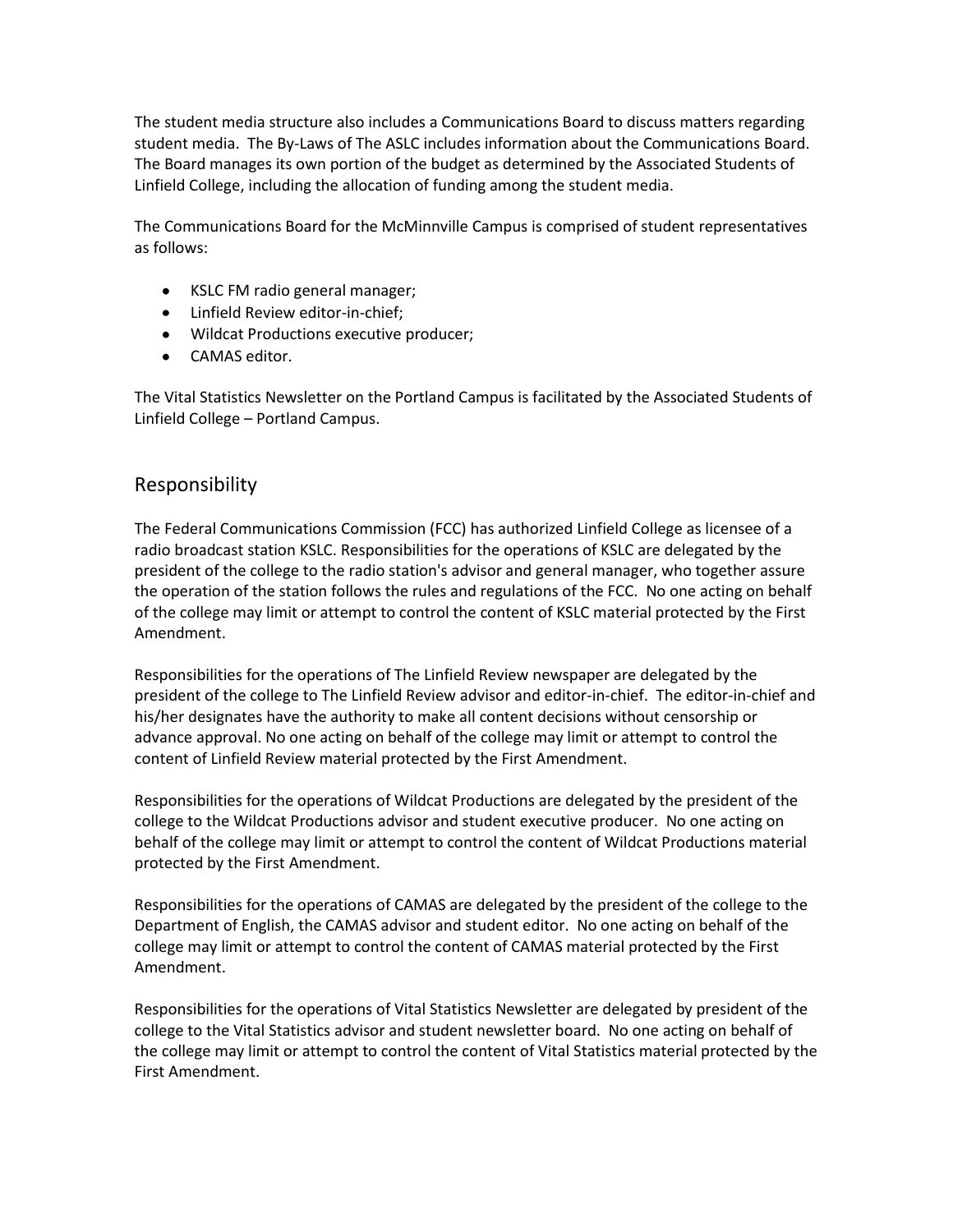The student media structure also includes a Communications Board to discuss matters regarding student media. The By-Laws of The ASLC includes information about the Communications Board. The Board manages its own portion of the budget as determined by the Associated Students of Linfield College, including the allocation of funding among the student media.

The Communications Board for the McMinnville Campus is comprised of student representatives as follows:

- KSLC FM radio general manager;
- Linfield Review editor-in-chief;
- Wildcat Productions executive producer;
- CAMAS editor.

The Vital Statistics Newsletter on the Portland Campus is facilitated by the Associated Students of Linfield College – Portland Campus.

## Responsibility

The Federal Communications Commission (FCC) has authorized Linfield College as licensee of a radio broadcast station KSLC. Responsibilities for the operations of KSLC are delegated by the president of the college to the radio station's advisor and general manager, who together assure the operation of the station follows the rules and regulations of the FCC. No one acting on behalf of the college may limit or attempt to control the content of KSLC material protected by the First Amendment.

Responsibilities for the operations of The Linfield Review newspaper are delegated by the president of the college to The Linfield Review advisor and editor-in-chief. The editor-in-chief and his/her designates have the authority to make all content decisions without censorship or advance approval. No one acting on behalf of the college may limit or attempt to control the content of Linfield Review material protected by the First Amendment.

Responsibilities for the operations of Wildcat Productions are delegated by the president of the college to the Wildcat Productions advisor and student executive producer. No one acting on behalf of the college may limit or attempt to control the content of Wildcat Productions material protected by the First Amendment.

Responsibilities for the operations of CAMAS are delegated by the president of the college to the Department of English, the CAMAS advisor and student editor. No one acting on behalf of the college may limit or attempt to control the content of CAMAS material protected by the First Amendment.

Responsibilities for the operations of Vital Statistics Newsletter are delegated by president of the college to the Vital Statistics advisor and student newsletter board. No one acting on behalf of the college may limit or attempt to control the content of Vital Statistics material protected by the First Amendment.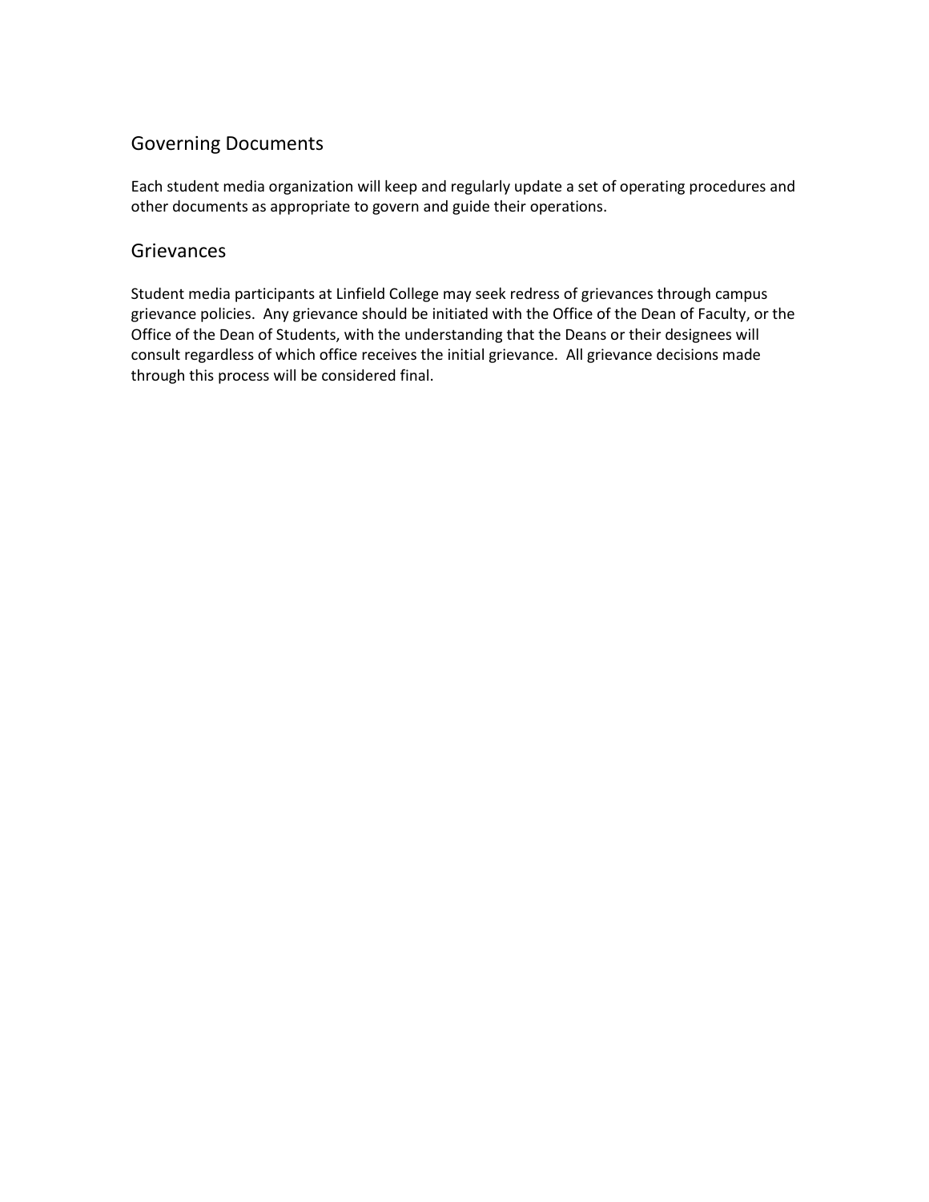## Governing Documents

Each student media organization will keep and regularly update a set of operating procedures and other documents as appropriate to govern and guide their operations.

## Grievances

Student media participants at Linfield College may seek redress of grievances through campus grievance policies. Any grievance should be initiated with the Office of the Dean of Faculty, or the Office of the Dean of Students, with the understanding that the Deans or their designees will consult regardless of which office receives the initial grievance. All grievance decisions made through this process will be considered final.